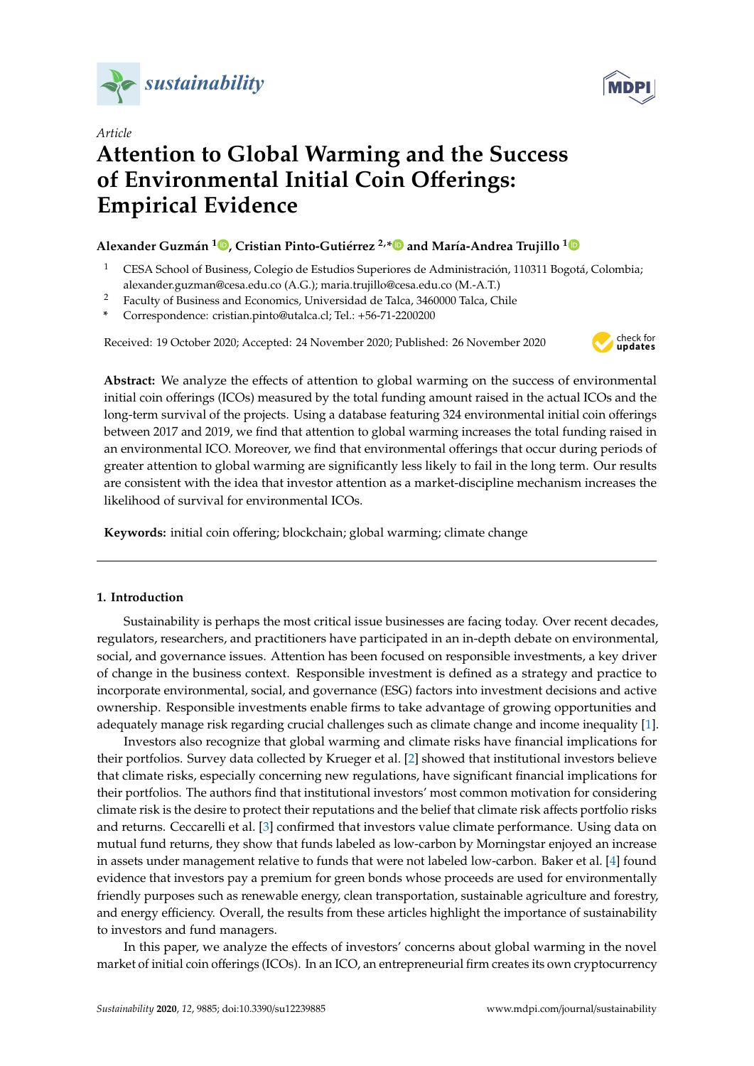*Article*

# Attention to Global Warming and the Success of Environmental Initial Coin Offerings: Empirical Evidence

**Alexander Guzmán [1], Cristian Pinto-Gutiérrez [2,*] and María-Andrea Trujillo [1]**

[1] CESA School of Business, Colegio de Estudios Superiores de Administración, 110311 Bogotá, Colombia; alexander.guzman@cesa.edu.co (A.G.); maria.trujillo@cesa.edu.co (M.-A.T.)

[2] Faculty of Business and Economics, Universidad de Talca, 3460000 Talca, Chile

\* Correspondence: cristian.pinto@utalca.cl; Tel.: +56-71-2200200

Received: 19 October 2020; Accepted: 24 November 2020; Published: 26 November 2020

**Abstract:** We analyze the effects of attention to global warming on the success of environmental initial coin offerings (ICOs) measured by the total funding amount raised in the actual ICOs and the long-term survival of the projects. Using a database featuring 324 environmental initial coin offerings between 2017 and 2019, we find that attention to global warming increases the total funding raised in an environmental ICO. Moreover, we find that environmental offerings that occur during periods of greater attention to global warming are significantly less likely to fail in the long term. Our results are consistent with the idea that investor attention as a market-discipline mechanism increases the likelihood of survival for environmental ICOs.

**Keywords:** initial coin offering; blockchain; global warming; climate change

## 1. Introduction

Sustainability is perhaps the most critical issue businesses are facing today. Over recent decades, regulators, researchers, and practitioners have participated in an in-depth debate on environmental, social, and governance issues. Attention has been focused on responsible investments, a key driver of change in the business context. Responsible investment is defined as a strategy and practice to incorporate environmental, social, and governance (ESG) factors into investment decisions and active ownership. Responsible investments enable firms to take advantage of growing opportunities and adequately manage risk regarding crucial challenges such as climate change and income inequality [1].

Investors also recognize that global warming and climate risks have financial implications for their portfolios. Survey data collected by Krueger et al. [2] showed that institutional investors believe that climate risks, especially concerning new regulations, have significant financial implications for their portfolios. The authors find that institutional investors' most common motivation for considering climate risk is the desire to protect their reputations and the belief that climate risk affects portfolio risks and returns. Ceccarelli et al. [3] confirmed that investors value climate performance. Using data on mutual fund returns, they show that funds labeled as low-carbon by Morningstar enjoyed an increase in assets under management relative to funds that were not labeled low-carbon. Baker et al. [4] found evidence that investors pay a premium for green bonds whose proceeds are used for environmentally friendly purposes such as renewable energy, clean transportation, sustainable agriculture and forestry, and energy efficiency. Overall, the results from these articles highlight the importance of sustainability to investors and fund managers.

In this paper, we analyze the effects of investors' concerns about global warming in the novel market of initial coin offerings (ICOs). In an ICO, an entrepreneurial firm creates its own cryptocurrency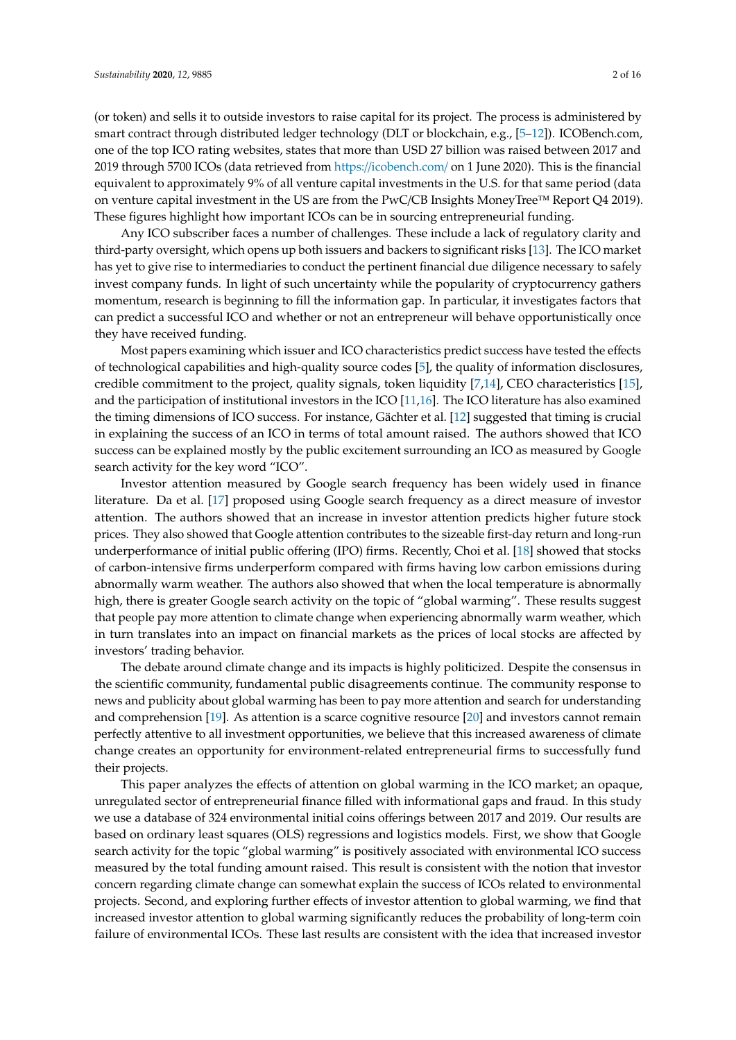(or token) and sells it to outside investors to raise capital for its project. The process is administered by smart contract through distributed ledger technology (DLT or blockchain, e.g., [5–12]). ICOBench.com, one of the top ICO rating websites, states that more than USD 27 billion was raised between 2017 and 2019 through 5700 ICOs (data retrieved from https://icobench.com/ on 1 June 2020). This is the financial equivalent to approximately 9% of all venture capital investments in the U.S. for that same period (data on venture capital investment in the US are from the PwC/CB Insights MoneyTree™ Report Q4 2019). These figures highlight how important ICOs can be in sourcing entrepreneurial funding.

Any ICO subscriber faces a number of challenges. These include a lack of regulatory clarity and third-party oversight, which opens up both issuers and backers to significant risks [13]. The ICO market has yet to give rise to intermediaries to conduct the pertinent financial due diligence necessary to safely invest company funds. In light of such uncertainty while the popularity of cryptocurrency gathers momentum, research is beginning to fill the information gap. In particular, it investigates factors that can predict a successful ICO and whether or not an entrepreneur will behave opportunistically once they have received funding.

Most papers examining which issuer and ICO characteristics predict success have tested the effects of technological capabilities and high-quality source codes [5], the quality of information disclosures, credible commitment to the project, quality signals, token liquidity [7,14], CEO characteristics [15], and the participation of institutional investors in the ICO [11,16]. The ICO literature has also examined the timing dimensions of ICO success. For instance, Gächter et al. [12] suggested that timing is crucial in explaining the success of an ICO in terms of total amount raised. The authors showed that ICO success can be explained mostly by the public excitement surrounding an ICO as measured by Google search activity for the key word "ICO".

Investor attention measured by Google search frequency has been widely used in finance literature. Da et al. [17] proposed using Google search frequency as a direct measure of investor attention. The authors showed that an increase in investor attention predicts higher future stock prices. They also showed that Google attention contributes to the sizeable first-day return and long-run underperformance of initial public offering (IPO) firms. Recently, Choi et al. [18] showed that stocks of carbon-intensive firms underperform compared with firms having low carbon emissions during abnormally warm weather. The authors also showed that when the local temperature is abnormally high, there is greater Google search activity on the topic of "global warming". These results suggest that people pay more attention to climate change when experiencing abnormally warm weather, which in turn translates into an impact on financial markets as the prices of local stocks are affected by investors' trading behavior.

The debate around climate change and its impacts is highly politicized. Despite the consensus in the scientific community, fundamental public disagreements continue. The community response to news and publicity about global warming has been to pay more attention and search for understanding and comprehension [19]. As attention is a scarce cognitive resource [20] and investors cannot remain perfectly attentive to all investment opportunities, we believe that this increased awareness of climate change creates an opportunity for environment-related entrepreneurial firms to successfully fund their projects.

This paper analyzes the effects of attention on global warming in the ICO market; an opaque, unregulated sector of entrepreneurial finance filled with informational gaps and fraud. In this study we use a database of 324 environmental initial coins offerings between 2017 and 2019. Our results are based on ordinary least squares (OLS) regressions and logistics models. First, we show that Google search activity for the topic "global warming" is positively associated with environmental ICO success measured by the total funding amount raised. This result is consistent with the notion that investor concern regarding climate change can somewhat explain the success of ICOs related to environmental projects. Second, and exploring further effects of investor attention to global warming, we find that increased investor attention to global warming significantly reduces the probability of long-term coin failure of environmental ICOs. These last results are consistent with the idea that increased investor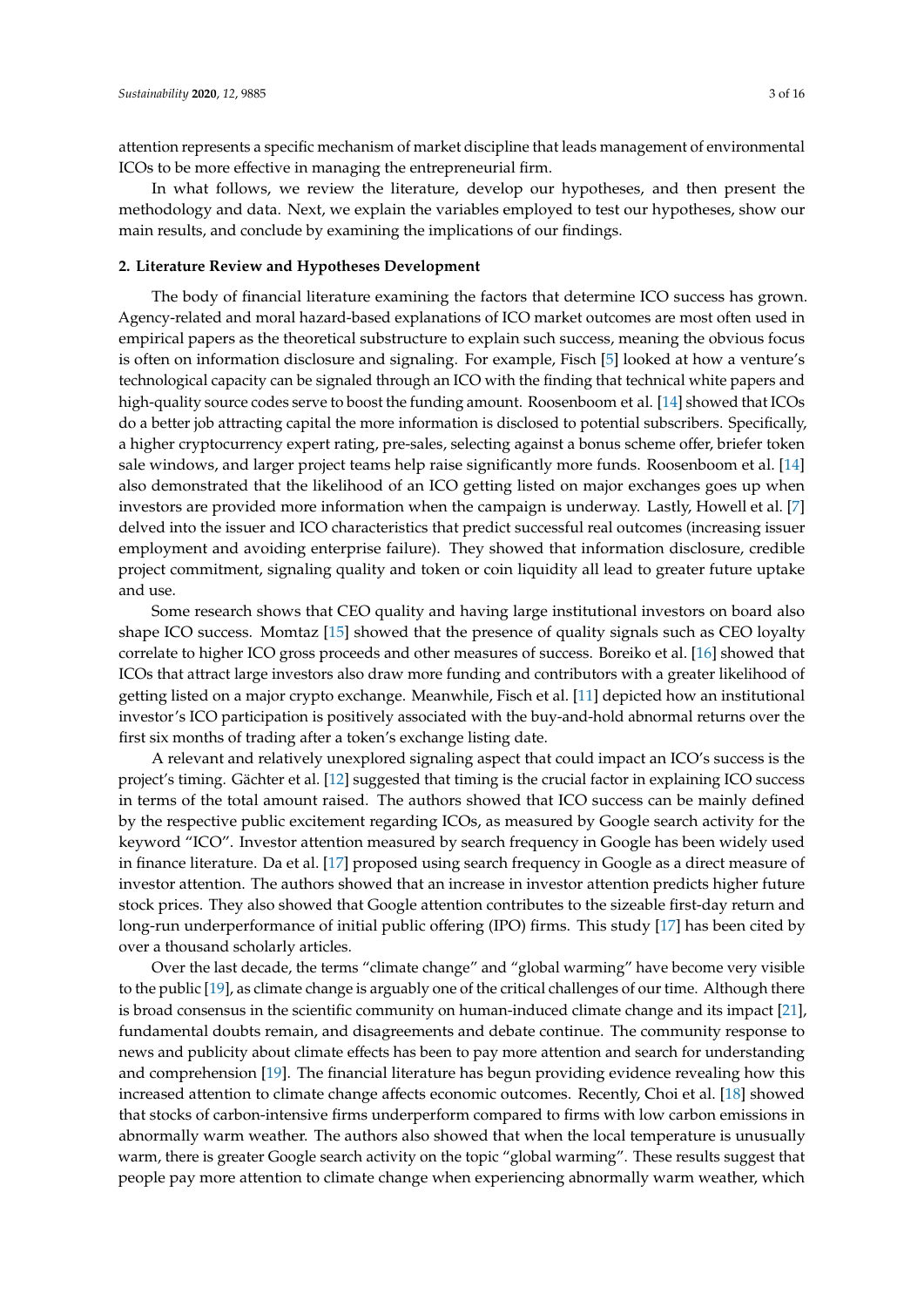attention represents a specific mechanism of market discipline that leads management of environmental ICOs to be more effective in managing the entrepreneurial firm.

In what follows, we review the literature, develop our hypotheses, and then present the methodology and data. Next, we explain the variables employed to test our hypotheses, show our main results, and conclude by examining the implications of our findings.

## 2. Literature Review and Hypotheses Development

The body of financial literature examining the factors that determine ICO success has grown. Agency-related and moral hazard-based explanations of ICO market outcomes are most often used in empirical papers as the theoretical substructure to explain such success, meaning the obvious focus is often on information disclosure and signaling. For example, Fisch [5] looked at how a venture's technological capacity can be signaled through an ICO with the finding that technical white papers and high-quality source codes serve to boost the funding amount. Roosenboom et al. [14] showed that ICOs do a better job attracting capital the more information is disclosed to potential subscribers. Specifically, a higher cryptocurrency expert rating, pre-sales, selecting against a bonus scheme offer, briefer token sale windows, and larger project teams help raise significantly more funds. Roosenboom et al. [14] also demonstrated that the likelihood of an ICO getting listed on major exchanges goes up when investors are provided more information when the campaign is underway. Lastly, Howell et al. [7] delved into the issuer and ICO characteristics that predict successful real outcomes (increasing issuer employment and avoiding enterprise failure). They showed that information disclosure, credible project commitment, signaling quality and token or coin liquidity all lead to greater future uptake and use.

Some research shows that CEO quality and having large institutional investors on board also shape ICO success. Momtaz [15] showed that the presence of quality signals such as CEO loyalty correlate to higher ICO gross proceeds and other measures of success. Boreiko et al. [16] showed that ICOs that attract large investors also draw more funding and contributors with a greater likelihood of getting listed on a major crypto exchange. Meanwhile, Fisch et al. [11] depicted how an institutional investor's ICO participation is positively associated with the buy-and-hold abnormal returns over the first six months of trading after a token's exchange listing date.

A relevant and relatively unexplored signaling aspect that could impact an ICO's success is the project's timing. Gächter et al. [12] suggested that timing is the crucial factor in explaining ICO success in terms of the total amount raised. The authors showed that ICO success can be mainly defined by the respective public excitement regarding ICOs, as measured by Google search activity for the keyword "ICO". Investor attention measured by search frequency in Google has been widely used in finance literature. Da et al. [17] proposed using search frequency in Google as a direct measure of investor attention. The authors showed that an increase in investor attention predicts higher future stock prices. They also showed that Google attention contributes to the sizeable first-day return and long-run underperformance of initial public offering (IPO) firms. This study [17] has been cited by over a thousand scholarly articles.

Over the last decade, the terms "climate change" and "global warming" have become very visible to the public [19], as climate change is arguably one of the critical challenges of our time. Although there is broad consensus in the scientific community on human-induced climate change and its impact [21], fundamental doubts remain, and disagreements and debate continue. The community response to news and publicity about climate effects has been to pay more attention and search for understanding and comprehension [19]. The financial literature has begun providing evidence revealing how this increased attention to climate change affects economic outcomes. Recently, Choi et al. [18] showed that stocks of carbon-intensive firms underperform compared to firms with low carbon emissions in abnormally warm weather. The authors also showed that when the local temperature is unusually warm, there is greater Google search activity on the topic "global warming". These results suggest that people pay more attention to climate change when experiencing abnormally warm weather, which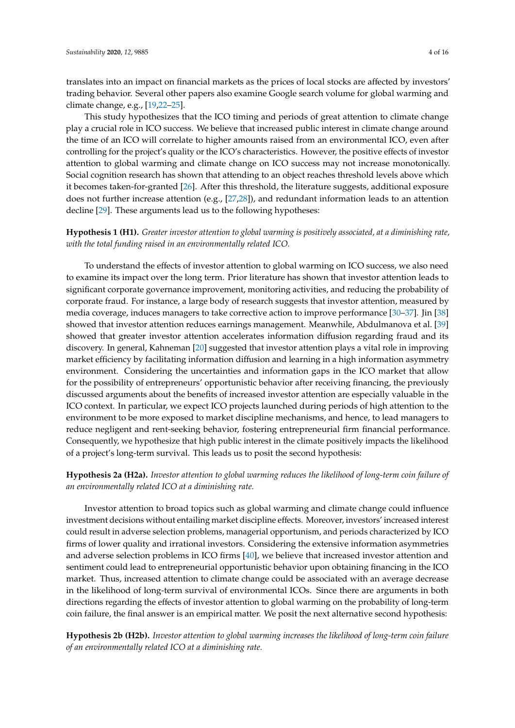translates into an impact on financial markets as the prices of local stocks are affected by investors' trading behavior. Several other papers also examine Google search volume for global warming and climate change, e.g., [19,22–25].

This study hypothesizes that the ICO timing and periods of great attention to climate change play a crucial role in ICO success. We believe that increased public interest in climate change around the time of an ICO will correlate to higher amounts raised from an environmental ICO, even after controlling for the project's quality or the ICO's characteristics. However, the positive effects of investor attention to global warming and climate change on ICO success may not increase monotonically. Social cognition research has shown that attending to an object reaches threshold levels above which it becomes taken-for-granted [26]. After this threshold, the literature suggests, additional exposure does not further increase attention (e.g., [27,28]), and redundant information leads to an attention decline [29]. These arguments lead us to the following hypotheses:

**Hypothesis 1 (H1).** *Greater investor attention to global warming is positively associated, at a diminishing rate, with the total funding raised in an environmentally related ICO.*

To understand the effects of investor attention to global warming on ICO success, we also need to examine its impact over the long term. Prior literature has shown that investor attention leads to significant corporate governance improvement, monitoring activities, and reducing the probability of corporate fraud. For instance, a large body of research suggests that investor attention, measured by media coverage, induces managers to take corrective action to improve performance [30–37]. Jin [38] showed that investor attention reduces earnings management. Meanwhile, Abdulmanova et al. [39] showed that greater investor attention accelerates information diffusion regarding fraud and its discovery. In general, Kahneman [20] suggested that investor attention plays a vital role in improving market efficiency by facilitating information diffusion and learning in a high information asymmetry environment. Considering the uncertainties and information gaps in the ICO market that allow for the possibility of entrepreneurs' opportunistic behavior after receiving financing, the previously discussed arguments about the benefits of increased investor attention are especially valuable in the ICO context. In particular, we expect ICO projects launched during periods of high attention to the environment to be more exposed to market discipline mechanisms, and hence, to lead managers to reduce negligent and rent-seeking behavior, fostering entrepreneurial firm financial performance. Consequently, we hypothesize that high public interest in the climate positively impacts the likelihood of a project's long-term survival. This leads us to posit the second hypothesis:

**Hypothesis 2a (H2a).** *Investor attention to global warming reduces the likelihood of long-term coin failure of an environmentally related ICO at a diminishing rate.*

Investor attention to broad topics such as global warming and climate change could influence investment decisions without entailing market discipline effects. Moreover, investors' increased interest could result in adverse selection problems, managerial opportunism, and periods characterized by ICO firms of lower quality and irrational investors. Considering the extensive information asymmetries and adverse selection problems in ICO firms [40], we believe that increased investor attention and sentiment could lead to entrepreneurial opportunistic behavior upon obtaining financing in the ICO market. Thus, increased attention to climate change could be associated with an average decrease in the likelihood of long-term survival of environmental ICOs. Since there are arguments in both directions regarding the effects of investor attention to global warming on the probability of long-term coin failure, the final answer is an empirical matter. We posit the next alternative second hypothesis:

**Hypothesis 2b (H2b).** *Investor attention to global warming increases the likelihood of long-term coin failure of an environmentally related ICO at a diminishing rate.*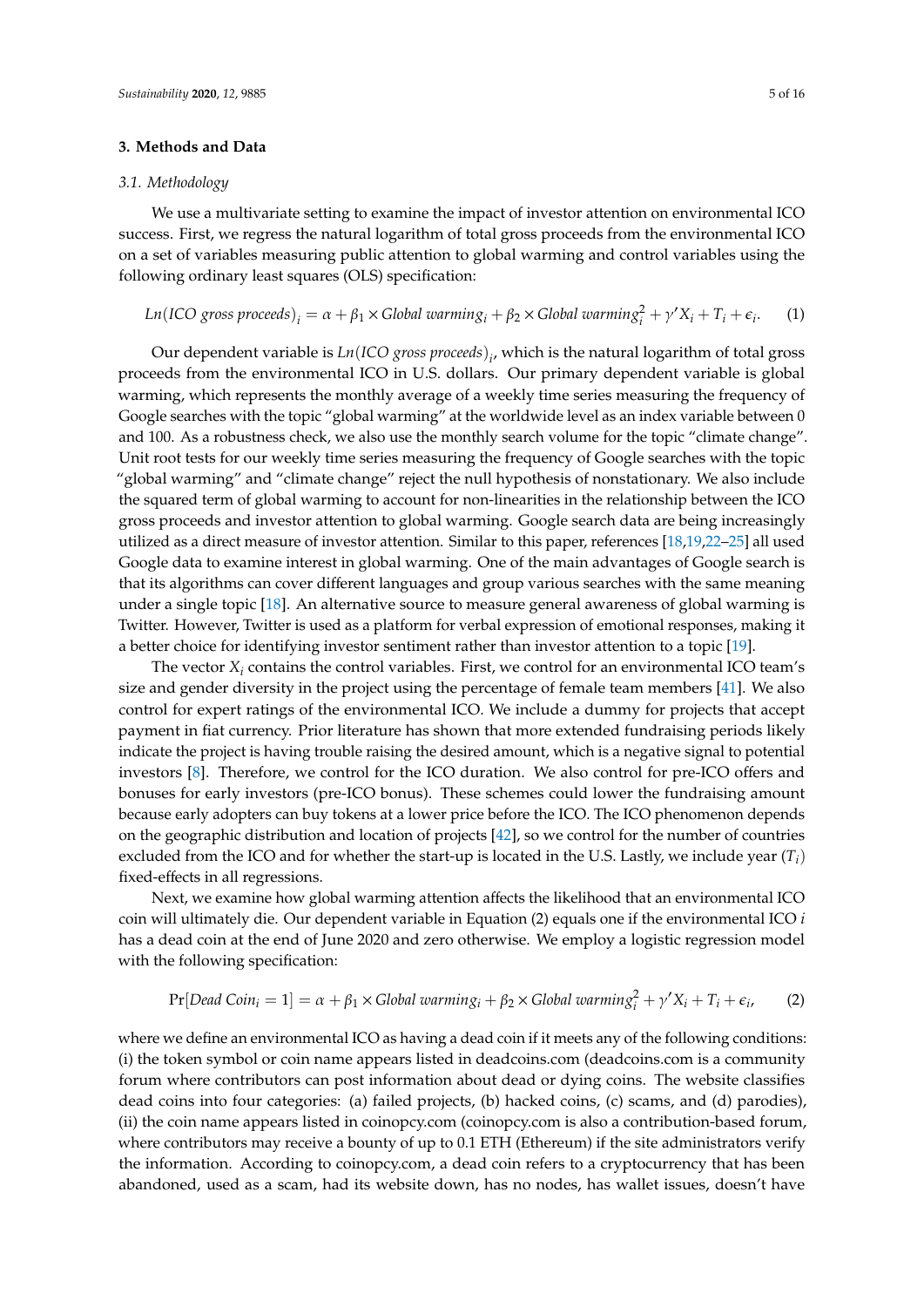## 3. Methods and Data

### 3.1. Methodology

We use a multivariate setting to examine the impact of investor attention on environmental ICO success. First, we regress the natural logarithm of total gross proceeds from the environmental ICO on a set of variables measuring public attention to global warming and control variables using the following ordinary least squares (OLS) specification:

$$Ln(ICO\ gross\ proceeds)_i = \alpha + \beta_1 \times Global\ warming_i + \beta_2 \times Global\ warming_i^2 + \gamma' X_i + T_i + \epsilon_i. \quad (1)$$

Our dependent variable is $Ln(ICO\ gross\ proceeds)_i$, which is the natural logarithm of total gross proceeds from the environmental ICO in U.S. dollars. Our primary dependent variable is global warming, which represents the monthly average of a weekly time series measuring the frequency of Google searches with the topic "global warming" at the worldwide level as an index variable between 0 and 100. As a robustness check, we also use the monthly search volume for the topic "climate change". Unit root tests for our weekly time series measuring the frequency of Google searches with the topic "global warming" and "climate change" reject the null hypothesis of nonstationary. We also include the squared term of global warming to account for non-linearities in the relationship between the ICO gross proceeds and investor attention to global warming. Google search data are being increasingly utilized as a direct measure of investor attention. Similar to this paper, references [18,19,22–25] all used Google data to examine interest in global warming. One of the main advantages of Google search is that its algorithms can cover different languages and group various searches with the same meaning under a single topic [18]. An alternative source to measure general awareness of global warming is Twitter. However, Twitter is used as a platform for verbal expression of emotional responses, making it a better choice for identifying investor sentiment rather than investor attention to a topic [19].

The vector $X_i$ contains the control variables. First, we control for an environmental ICO team's size and gender diversity in the project using the percentage of female team members [41]. We also control for expert ratings of the environmental ICO. We include a dummy for projects that accept payment in fiat currency. Prior literature has shown that more extended fundraising periods likely indicate the project is having trouble raising the desired amount, which is a negative signal to potential investors [8]. Therefore, we control for the ICO duration. We also control for pre-ICO offers and bonuses for early investors (pre-ICO bonus). These schemes could lower the fundraising amount because early adopters can buy tokens at a lower price before the ICO. The ICO phenomenon depends on the geographic distribution and location of projects [42], so we control for the number of countries excluded from the ICO and for whether the start-up is located in the U.S. Lastly, we include year ($T_i$) fixed-effects in all regressions.

Next, we examine how global warming attention affects the likelihood that an environmental ICO coin will ultimately die. Our dependent variable in Equation (2) equals one if the environmental ICO $i$ has a dead coin at the end of June 2020 and zero otherwise. We employ a logistic regression model with the following specification:

$$\Pr[Dead\ Coin_i = 1] = \alpha + \beta_1 \times Global\ warming_i + \beta_2 \times Global\ warming_i^2 + \gamma' X_i + T_i + \epsilon_i, \quad (2)$$

where we define an environmental ICO as having a dead coin if it meets any of the following conditions: (i) the token symbol or coin name appears listed in deadcoins.com (deadcoins.com is a community forum where contributors can post information about dead or dying coins. The website classifies dead coins into four categories: (a) failed projects, (b) hacked coins, (c) scams, and (d) parodies), (ii) the coin name appears listed in coinopcy.com (coinopcy.com is also a contribution-based forum, where contributors may receive a bounty of up to 0.1 ETH (Ethereum) if the site administrators verify the information. According to coinopcy.com, a dead coin refers to a cryptocurrency that has been abandoned, used as a scam, had its website down, has no nodes, has wallet issues, doesn't have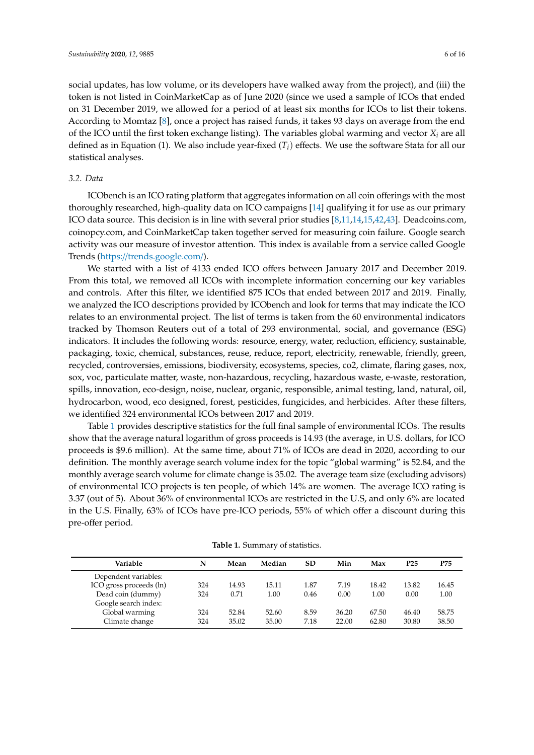social updates, has low volume, or its developers have walked away from the project), and (iii) the token is not listed in CoinMarketCap as of June 2020 (since we used a sample of ICOs that ended on 31 December 2019, we allowed for a period of at least six months for ICOs to list their tokens. According to Momtaz [8], once a project has raised funds, it takes 93 days on average from the end of the ICO until the first token exchange listing). The variables global warming and vector $X_i$ are all defined as in Equation (1). We also include year-fixed ($T_i$) effects. We use the software Stata for all our statistical analyses.

### 3.2. Data

ICObench is an ICO rating platform that aggregates information on all coin offerings with the most thoroughly researched, high-quality data on ICO campaigns [14] qualifying it for use as our primary ICO data source. This decision is in line with several prior studies [8,11,14,15,42,43]. Deadcoins.com, coinopcy.com, and CoinMarketCap taken together served for measuring coin failure. Google search activity was our measure of investor attention. This index is available from a service called Google Trends (https://trends.google.com/).

We started with a list of 4133 ended ICO offers between January 2017 and December 2019. From this total, we removed all ICOs with incomplete information concerning our key variables and controls. After this filter, we identified 875 ICOs that ended between 2017 and 2019. Finally, we analyzed the ICO descriptions provided by ICObench and look for terms that may indicate the ICO relates to an environmental project. The list of terms is taken from the 60 environmental indicators tracked by Thomson Reuters out of a total of 293 environmental, social, and governance (ESG) indicators. It includes the following words: resource, energy, water, reduction, efficiency, sustainable, packaging, toxic, chemical, substances, reuse, reduce, report, electricity, renewable, friendly, green, recycled, controversies, emissions, biodiversity, ecosystems, species, co2, climate, flaring gases, nox, sox, voc, particulate matter, waste, non-hazardous, recycling, hazardous waste, e-waste, restoration, spills, innovation, eco-design, noise, nuclear, organic, responsible, animal testing, land, natural, oil, hydrocarbon, wood, eco designed, forest, pesticides, fungicides, and herbicides. After these filters, we identified 324 environmental ICOs between 2017 and 2019.

Table 1 provides descriptive statistics for the full final sample of environmental ICOs. The results show that the average natural logarithm of gross proceeds is 14.93 (the average, in U.S. dollars, for ICO proceeds is $9.6 million). At the same time, about 71% of ICOs are dead in 2020, according to our definition. The monthly average search volume index for the topic "global warming" is 52.84, and the monthly average search volume for climate change is 35.02. The average team size (excluding advisors) of environmental ICO projects is ten people, of which 14% are women. The average ICO rating is 3.37 (out of 5). About 36% of environmental ICOs are restricted in the U.S, and only 6% are located in the U.S. Finally, 63% of ICOs have pre-ICO periods, 55% of which offer a discount during this pre-offer period.

**Table 1.** Summary of statistics.

| Variable | N | Mean | Median | SD | Min | Max | P25 | P75 |
|---|---|---|---|---|---|---|---|---|
| Dependent variables: | | | | | | | | |
| ICO gross proceeds (ln) | 324 | 14.93 | 15.11 | 1.87 | 7.19 | 18.42 | 13.82 | 16.45 |
| Dead coin (dummy) | 324 | 0.71 | 1.00 | 0.46 | 0.00 | 1.00 | 0.00 | 1.00 |
| Google search index: | | | | | | | | |
| Global warming | 324 | 52.84 | 52.60 | 8.59 | 36.20 | 67.50 | 46.40 | 58.75 |
| Climate change | 324 | 35.02 | 35.00 | 7.18 | 22.00 | 62.80 | 30.80 | 38.50 |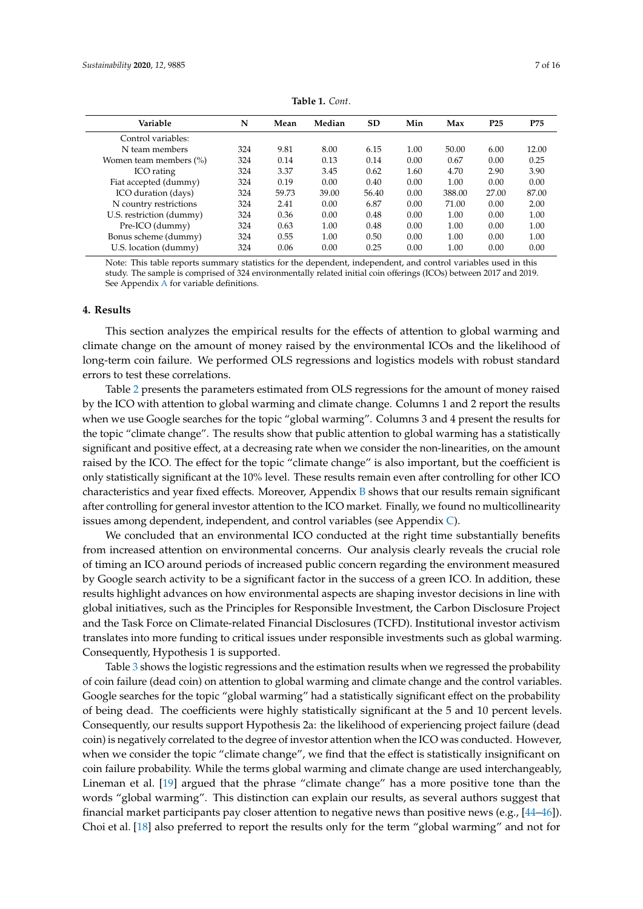**Table 1.** *Cont*.

| Variable | N | Mean | Median | SD | Min | Max | P25 | P75 |
|---|---|---|---|---|---|---|---|---|
| Control variables: | | | | | | | | |
| N team members | 324 | 9.81 | 8.00 | 6.15 | 1.00 | 50.00 | 6.00 | 12.00 |
| Women team members (%) | 324 | 0.14 | 0.13 | 0.14 | 0.00 | 0.67 | 0.00 | 0.25 |
| ICO rating | 324 | 3.37 | 3.45 | 0.62 | 1.60 | 4.70 | 2.90 | 3.90 |
| Fiat accepted (dummy) | 324 | 0.19 | 0.00 | 0.40 | 0.00 | 1.00 | 0.00 | 0.00 |
| ICO duration (days) | 324 | 59.73 | 39.00 | 56.40 | 0.00 | 388.00 | 27.00 | 87.00 |
| N country restrictions | 324 | 2.41 | 0.00 | 6.87 | 0.00 | 71.00 | 0.00 | 2.00 |
| U.S. restriction (dummy) | 324 | 0.36 | 0.00 | 0.48 | 0.00 | 1.00 | 0.00 | 1.00 |
| Pre-ICO (dummy) | 324 | 0.63 | 1.00 | 0.48 | 0.00 | 1.00 | 0.00 | 1.00 |
| Bonus scheme (dummy) | 324 | 0.55 | 1.00 | 0.50 | 0.00 | 1.00 | 0.00 | 1.00 |
| U.S. location (dummy) | 324 | 0.06 | 0.00 | 0.25 | 0.00 | 1.00 | 0.00 | 0.00 |

Note: This table reports summary statistics for the dependent, independent, and control variables used in this study. The sample is comprised of 324 environmentally related initial coin offerings (ICOs) between 2017 and 2019. See Appendix A for variable definitions.

## 4. Results

This section analyzes the empirical results for the effects of attention to global warming and climate change on the amount of money raised by the environmental ICOs and the likelihood of long-term coin failure. We performed OLS regressions and logistics models with robust standard errors to test these correlations.

Table 2 presents the parameters estimated from OLS regressions for the amount of money raised by the ICO with attention to global warming and climate change. Columns 1 and 2 report the results when we use Google searches for the topic "global warming". Columns 3 and 4 present the results for the topic "climate change". The results show that public attention to global warming has a statistically significant and positive effect, at a decreasing rate when we consider the non-linearities, on the amount raised by the ICO. The effect for the topic "climate change" is also important, but the coefficient is only statistically significant at the 10% level. These results remain even after controlling for other ICO characteristics and year fixed effects. Moreover, Appendix B shows that our results remain significant after controlling for general investor attention to the ICO market. Finally, we found no multicollinearity issues among dependent, independent, and control variables (see Appendix C).

We concluded that an environmental ICO conducted at the right time substantially benefits from increased attention on environmental concerns. Our analysis clearly reveals the crucial role of timing an ICO around periods of increased public concern regarding the environment measured by Google search activity to be a significant factor in the success of a green ICO. In addition, these results highlight advances on how environmental aspects are shaping investor decisions in line with global initiatives, such as the Principles for Responsible Investment, the Carbon Disclosure Project and the Task Force on Climate-related Financial Disclosures (TCFD). Institutional investor activism translates into more funding to critical issues under responsible investments such as global warming. Consequently, Hypothesis 1 is supported.

Table 3 shows the logistic regressions and the estimation results when we regressed the probability of coin failure (dead coin) on attention to global warming and climate change and the control variables. Google searches for the topic "global warming" had a statistically significant effect on the probability of being dead. The coefficients were highly statistically significant at the 5 and 10 percent levels. Consequently, our results support Hypothesis 2a: the likelihood of experiencing project failure (dead coin) is negatively correlated to the degree of investor attention when the ICO was conducted. However, when we consider the topic "climate change", we find that the effect is statistically insignificant on coin failure probability. While the terms global warming and climate change are used interchangeably, Lineman et al. [19] argued that the phrase "climate change" has a more positive tone than the words "global warming". This distinction can explain our results, as several authors suggest that financial market participants pay closer attention to negative news than positive news (e.g., [44–46]). Choi et al. [18] also preferred to report the results only for the term "global warming" and not for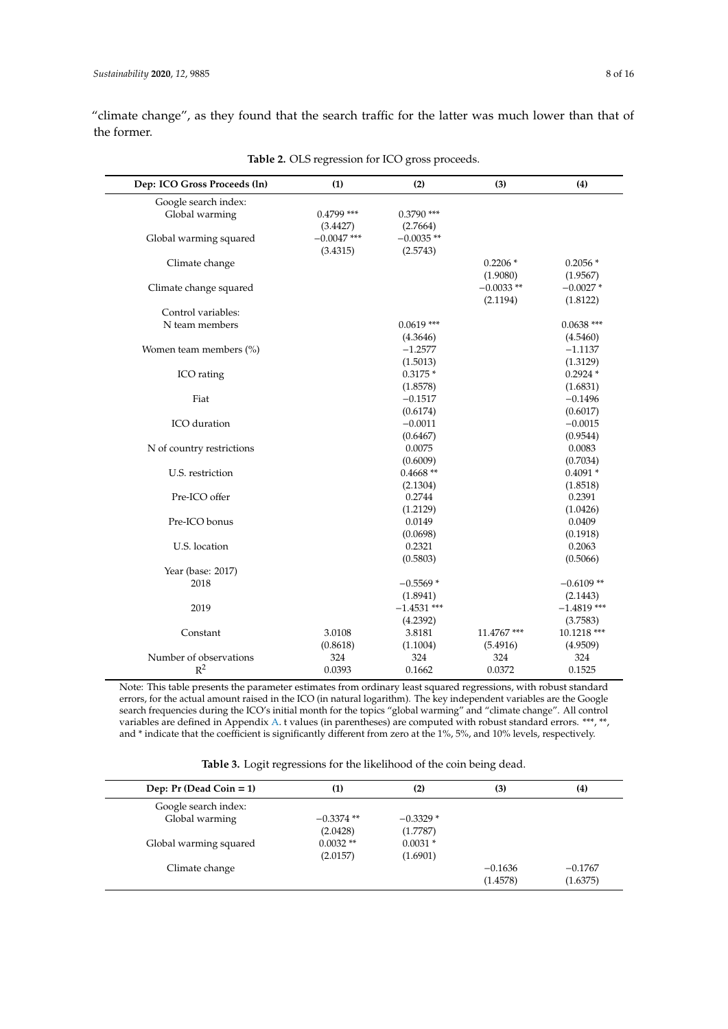"climate change", as they found that the search traffic for the latter was much lower than that of the former.

**Table 2.** OLS regression for ICO gross proceeds.

| Dep: ICO Gross Proceeds (ln) | (1) | (2) | (3) | (4) |
|---|---|---|---|---|
| Google search index: | | | | |
| Global warming | 0.4799 *** | 0.3790 *** | | |
| | (3.4427) | (2.7664) | | |
| Global warming squared | −0.0047 *** | −0.0035 ** | | |
| | (3.4315) | (2.5743) | | |
| Climate change | | | 0.2206 * | 0.2056 * |
| | | | (1.9080) | (1.9567) |
| Climate change squared | | | −0.0033 ** | −0.0027 * |
| | | | (2.1194) | (1.8122) |
| Control variables: | | | | |
| N team members | | 0.0619 *** | | 0.0638 *** |
| | | (4.3646) | | (4.5460) |
| Women team members (%) | | −1.2577 | | −1.1137 |
| | | (1.5013) | | (1.3129) |
| ICO rating | | 0.3175 * | | 0.2924 * |
| | | (1.8578) | | (1.6831) |
| Fiat | | −0.1517 | | −0.1496 |
| | | (0.6174) | | (0.6017) |
| ICO duration | | −0.0011 | | −0.0015 |
| | | (0.6467) | | (0.9544) |
| N of country restrictions | | 0.0075 | | 0.0083 |
| | | (0.6009) | | (0.7034) |
| U.S. restriction | | 0.4668 ** | | 0.4091 * |
| | | (2.1304) | | (1.8518) |
| Pre-ICO offer | | 0.2744 | | 0.2391 |
| | | (1.2129) | | (1.0426) |
| Pre-ICO bonus | | 0.0149 | | 0.0409 |
| | | (0.0698) | | (0.1918) |
| U.S. location | | 0.2321 | | 0.2063 |
| | | (0.5803) | | (0.5066) |
| Year (base: 2017) | | | | |
| 2018 | | −0.5569 * | | −0.6109 ** |
| | | (1.8941) | | (2.1443) |
| 2019 | | −1.4531 *** | | −1.4819 *** |
| | | (4.2392) | | (3.7583) |
| Constant | 3.0108 | 3.8181 | 11.4767 *** | 10.1218 *** |
| | (0.8618) | (1.1004) | (5.4916) | (4.9509) |
| Number of observations | 324 | 324 | 324 | 324 |
| $R^2$ | 0.0393 | 0.1662 | 0.0372 | 0.1525 |

Note: This table presents the parameter estimates from ordinary least squared regressions, with robust standard errors, for the actual amount raised in the ICO (in natural logarithm). The key independent variables are the Google search frequencies during the ICO's initial month for the topics "global warming" and "climate change". All control variables are defined in Appendix A. t values (in parentheses) are computed with robust standard errors. ***, **, and * indicate that the coefficient is significantly different from zero at the 1%, 5%, and 10% levels, respectively.

**Table 3.** Logit regressions for the likelihood of the coin being dead.

| Dep: Pr (Dead Coin = 1) | (1) | (2) | (3) | (4) |
|---|---|---|---|---|
| Google search index: | | | | |
| Global warming | −0.3374 ** | −0.3329 * | | |
| | (2.0428) | (1.7787) | | |
| Global warming squared | 0.0032 ** | 0.0031 * | | |
| | (2.0157) | (1.6901) | | |
| Climate change | | | −0.1636 | −0.1767 |
| | | | (1.4578) | (1.6375) |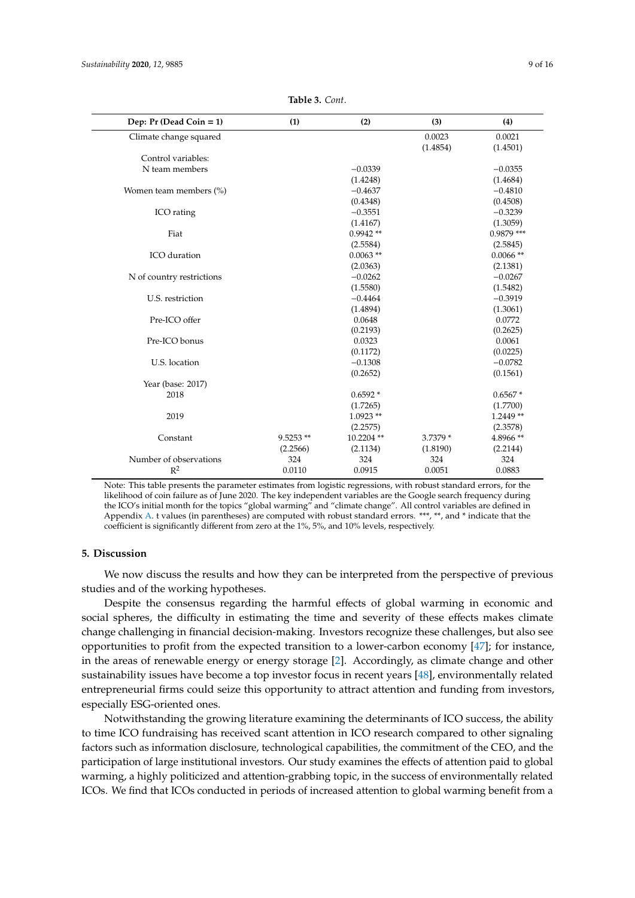**Table 3.** *Cont.*

| Dep: Pr (Dead Coin = 1) | (1) | (2) | (3) | (4) |
|---|---|---|---|---|
| Climate change squared | | | 0.0023 | 0.0021 |
| | | | (1.4854) | (1.4501) |
| Control variables: | | | | |
| N team members | | −0.0339 | | −0.0355 |
| | | (1.4248) | | (1.4684) |
| Women team members (%) | | −0.4637 | | −0.4810 |
| | | (0.4348) | | (0.4508) |
| ICO rating | | −0.3551 | | −0.3239 |
| | | (1.4167) | | (1.3059) |
| Fiat | | 0.9942 ** | | 0.9879 *** |
| | | (2.5584) | | (2.5845) |
| ICO duration | | 0.0063 ** | | 0.0066 ** |
| | | (2.0363) | | (2.1381) |
| N of country restrictions | | −0.0262 | | −0.0267 |
| | | (1.5580) | | (1.5482) |
| U.S. restriction | | −0.4464 | | −0.3919 |
| | | (1.4894) | | (1.3061) |
| Pre-ICO offer | | 0.0648 | | 0.0772 |
| | | (0.2193) | | (0.2625) |
| Pre-ICO bonus | | 0.0323 | | 0.0061 |
| | | (0.1172) | | (0.0225) |
| U.S. location | | −0.1308 | | −0.0782 |
| | | (0.2652) | | (0.1561) |
| Year (base: 2017) | | | | |
| 2018 | | 0.6592 * | | 0.6567 * |
| | | (1.7265) | | (1.7700) |
| 2019 | | 1.0923 ** | | 1.2449 ** |
| | | (2.2575) | | (2.3578) |
| Constant | 9.5253 ** | 10.2204 ** | 3.7379 * | 4.8966 ** |
| | (2.2566) | (2.1134) | (1.8190) | (2.2144) |
| Number of observations | 324 | 324 | 324 | 324 |
| $R^2$ | 0.0110 | 0.0915 | 0.0051 | 0.0883 |

Note: This table presents the parameter estimates from logistic regressions, with robust standard errors, for the likelihood of coin failure as of June 2020. The key independent variables are the Google search frequency during the ICO's initial month for the topics "global warming" and "climate change". All control variables are defined in Appendix A. t values (in parentheses) are computed with robust standard errors. ***, **, and * indicate that the coefficient is significantly different from zero at the 1%, 5%, and 10% levels, respectively.

## 5. Discussion

We now discuss the results and how they can be interpreted from the perspective of previous studies and of the working hypotheses.

Despite the consensus regarding the harmful effects of global warming in economic and social spheres, the difficulty in estimating the time and severity of these effects makes climate change challenging in financial decision-making. Investors recognize these challenges, but also see opportunities to profit from the expected transition to a lower-carbon economy [47]; for instance, in the areas of renewable energy or energy storage [2]. Accordingly, as climate change and other sustainability issues have become a top investor focus in recent years [48], environmentally related entrepreneurial firms could seize this opportunity to attract attention and funding from investors, especially ESG-oriented ones.

Notwithstanding the growing literature examining the determinants of ICO success, the ability to time ICO fundraising has received scant attention in ICO research compared to other signaling factors such as information disclosure, technological capabilities, the commitment of the CEO, and the participation of large institutional investors. Our study examines the effects of attention paid to global warming, a highly politicized and attention-grabbing topic, in the success of environmentally related ICOs. We find that ICOs conducted in periods of increased attention to global warming benefit from a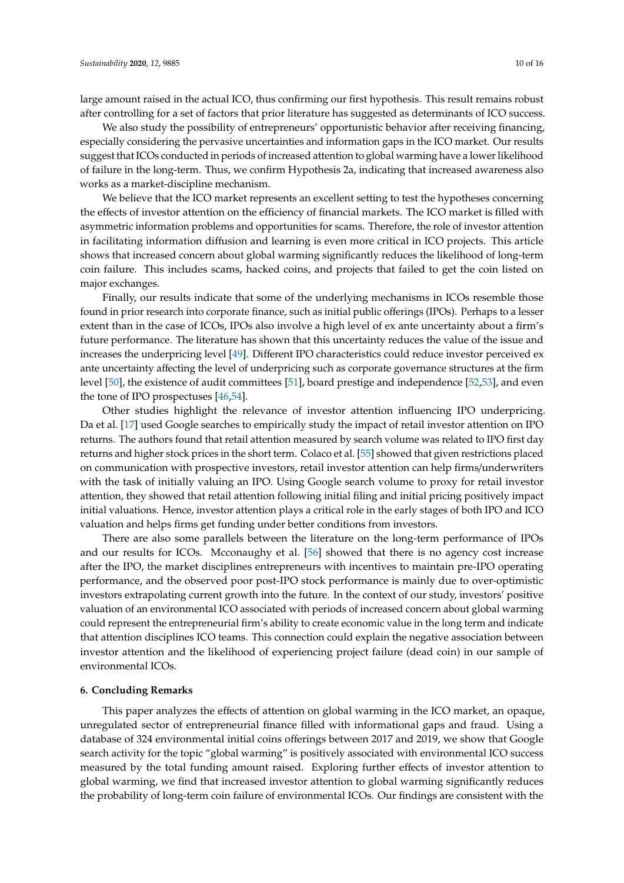large amount raised in the actual ICO, thus confirming our first hypothesis. This result remains robust after controlling for a set of factors that prior literature has suggested as determinants of ICO success.

We also study the possibility of entrepreneurs' opportunistic behavior after receiving financing, especially considering the pervasive uncertainties and information gaps in the ICO market. Our results suggest that ICOs conducted in periods of increased attention to global warming have a lower likelihood of failure in the long-term. Thus, we confirm Hypothesis 2a, indicating that increased awareness also works as a market-discipline mechanism.

We believe that the ICO market represents an excellent setting to test the hypotheses concerning the effects of investor attention on the efficiency of financial markets. The ICO market is filled with asymmetric information problems and opportunities for scams. Therefore, the role of investor attention in facilitating information diffusion and learning is even more critical in ICO projects. This article shows that increased concern about global warming significantly reduces the likelihood of long-term coin failure. This includes scams, hacked coins, and projects that failed to get the coin listed on major exchanges.

Finally, our results indicate that some of the underlying mechanisms in ICOs resemble those found in prior research into corporate finance, such as initial public offerings (IPOs). Perhaps to a lesser extent than in the case of ICOs, IPOs also involve a high level of ex ante uncertainty about a firm's future performance. The literature has shown that this uncertainty reduces the value of the issue and increases the underpricing level [49]. Different IPO characteristics could reduce investor perceived ex ante uncertainty affecting the level of underpricing such as corporate governance structures at the firm level [50], the existence of audit committees [51], board prestige and independence [52,53], and even the tone of IPO prospectuses [46,54].

Other studies highlight the relevance of investor attention influencing IPO underpricing. Da et al. [17] used Google searches to empirically study the impact of retail investor attention on IPO returns. The authors found that retail attention measured by search volume was related to IPO first day returns and higher stock prices in the short term. Colaco et al. [55] showed that given restrictions placed on communication with prospective investors, retail investor attention can help firms/underwriters with the task of initially valuing an IPO. Using Google search volume to proxy for retail investor attention, they showed that retail attention following initial filing and initial pricing positively impact initial valuations. Hence, investor attention plays a critical role in the early stages of both IPO and ICO valuation and helps firms get funding under better conditions from investors.

There are also some parallels between the literature on the long-term performance of IPOs and our results for ICOs. Mcconaughy et al. [56] showed that there is no agency cost increase after the IPO, the market disciplines entrepreneurs with incentives to maintain pre-IPO operating performance, and the observed poor post-IPO stock performance is mainly due to over-optimistic investors extrapolating current growth into the future. In the context of our study, investors' positive valuation of an environmental ICO associated with periods of increased concern about global warming could represent the entrepreneurial firm's ability to create economic value in the long term and indicate that attention disciplines ICO teams. This connection could explain the negative association between investor attention and the likelihood of experiencing project failure (dead coin) in our sample of environmental ICOs.

## 6. Concluding Remarks

This paper analyzes the effects of attention on global warming in the ICO market, an opaque, unregulated sector of entrepreneurial finance filled with informational gaps and fraud. Using a database of 324 environmental initial coins offerings between 2017 and 2019, we show that Google search activity for the topic "global warming" is positively associated with environmental ICO success measured by the total funding amount raised. Exploring further effects of investor attention to global warming, we find that increased investor attention to global warming significantly reduces the probability of long-term coin failure of environmental ICOs. Our findings are consistent with the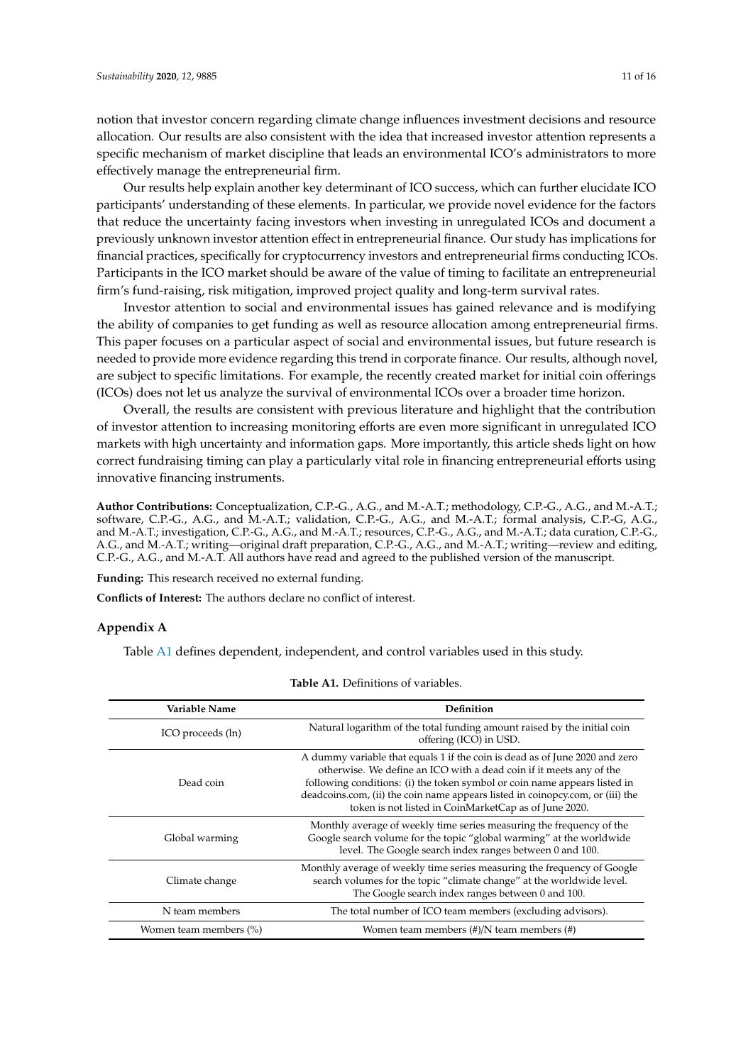notion that investor concern regarding climate change influences investment decisions and resource allocation. Our results are also consistent with the idea that increased investor attention represents a specific mechanism of market discipline that leads an environmental ICO's administrators to more effectively manage the entrepreneurial firm.

Our results help explain another key determinant of ICO success, which can further elucidate ICO participants' understanding of these elements. In particular, we provide novel evidence for the factors that reduce the uncertainty facing investors when investing in unregulated ICOs and document a previously unknown investor attention effect in entrepreneurial finance. Our study has implications for financial practices, specifically for cryptocurrency investors and entrepreneurial firms conducting ICOs. Participants in the ICO market should be aware of the value of timing to facilitate an entrepreneurial firm's fund-raising, risk mitigation, improved project quality and long-term survival rates.

Investor attention to social and environmental issues has gained relevance and is modifying the ability of companies to get funding as well as resource allocation among entrepreneurial firms. This paper focuses on a particular aspect of social and environmental issues, but future research is needed to provide more evidence regarding this trend in corporate finance. Our results, although novel, are subject to specific limitations. For example, the recently created market for initial coin offerings (ICOs) does not let us analyze the survival of environmental ICOs over a broader time horizon.

Overall, the results are consistent with previous literature and highlight that the contribution of investor attention to increasing monitoring efforts are even more significant in unregulated ICO markets with high uncertainty and information gaps. More importantly, this article sheds light on how correct fundraising timing can play a particularly vital role in financing entrepreneurial efforts using innovative financing instruments.

**Author Contributions:** Conceptualization, C.P.-G., A.G., and M.-A.T.; methodology, C.P.-G., A.G., and M.-A.T.; software, C.P.-G., A.G., and M.-A.T.; validation, C.P.-G., A.G., and M.-A.T.; formal analysis, C.P.-G, A.G., and M.-A.T.; investigation, C.P.-G., A.G., and M.-A.T.; resources, C.P.-G., A.G., and M.-A.T.; data curation, C.P.-G., A.G., and M.-A.T.; writing—original draft preparation, C.P.-G., A.G., and M.-A.T.; writing—review and editing, C.P.-G., A.G., and M.-A.T. All authors have read and agreed to the published version of the manuscript.

**Funding:** This research received no external funding.

**Conflicts of Interest:** The authors declare no conflict of interest.

## Appendix A

Table A1 defines dependent, independent, and control variables used in this study.

**Table A1.** Definitions of variables.

| Variable Name | Definition |
|---|---|
| ICO proceeds (ln) | Natural logarithm of the total funding amount raised by the initial coin offering (ICO) in USD. |
| Dead coin | A dummy variable that equals 1 if the coin is dead as of June 2020 and zero otherwise. We define an ICO with a dead coin if it meets any of the following conditions: (i) the token symbol or coin name appears listed in deadcoins.com, (ii) the coin name appears listed in coinopcy.com, or (iii) the token is not listed in CoinMarketCap as of June 2020. |
| Global warming | Monthly average of weekly time series measuring the frequency of the Google search volume for the topic "global warming" at the worldwide level. The Google search index ranges between 0 and 100. |
| Climate change | Monthly average of weekly time series measuring the frequency of Google search volumes for the topic "climate change" at the worldwide level. The Google search index ranges between 0 and 100. |
| N team members | The total number of ICO team members (excluding advisors). |
| Women team members (%) | Women team members (#)/N team members (#) |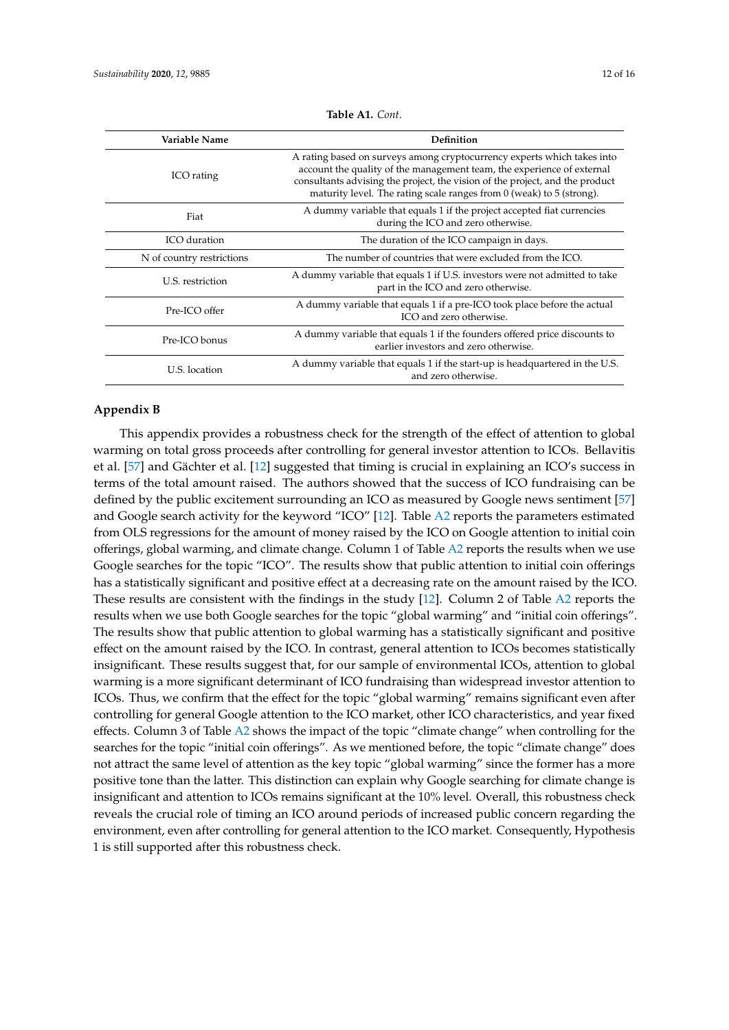**Table A1.** *Cont.*

| Variable Name | Definition |
|---|---|
| ICO rating | A rating based on surveys among cryptocurrency experts which takes into account the quality of the management team, the experience of external consultants advising the project, the vision of the project, and the product maturity level. The rating scale ranges from 0 (weak) to 5 (strong). |
| Fiat | A dummy variable that equals 1 if the project accepted fiat currencies during the ICO and zero otherwise. |
| ICO duration | The duration of the ICO campaign in days. |
| N of country restrictions | The number of countries that were excluded from the ICO. |
| U.S. restriction | A dummy variable that equals 1 if U.S. investors were not admitted to take part in the ICO and zero otherwise. |
| Pre-ICO offer | A dummy variable that equals 1 if a pre-ICO took place before the actual ICO and zero otherwise. |
| Pre-ICO bonus | A dummy variable that equals 1 if the founders offered price discounts to earlier investors and zero otherwise. |
| U.S. location | A dummy variable that equals 1 if the start-up is headquartered in the U.S. and zero otherwise. |

## Appendix B

This appendix provides a robustness check for the strength of the effect of attention to global warming on total gross proceeds after controlling for general investor attention to ICOs. Bellavitis et al. [57] and Gächter et al. [12] suggested that timing is crucial in explaining an ICO's success in terms of the total amount raised. The authors showed that the success of ICO fundraising can be defined by the public excitement surrounding an ICO as measured by Google news sentiment [57] and Google search activity for the keyword "ICO" [12]. Table A2 reports the parameters estimated from OLS regressions for the amount of money raised by the ICO on Google attention to initial coin offerings, global warming, and climate change. Column 1 of Table A2 reports the results when we use Google searches for the topic "ICO". The results show that public attention to initial coin offerings has a statistically significant and positive effect at a decreasing rate on the amount raised by the ICO. These results are consistent with the findings in the study [12]. Column 2 of Table A2 reports the results when we use both Google searches for the topic "global warming" and "initial coin offerings". The results show that public attention to global warming has a statistically significant and positive effect on the amount raised by the ICO. In contrast, general attention to ICOs becomes statistically insignificant. These results suggest that, for our sample of environmental ICOs, attention to global warming is a more significant determinant of ICO fundraising than widespread investor attention to ICOs. Thus, we confirm that the effect for the topic "global warming" remains significant even after controlling for general Google attention to the ICO market, other ICO characteristics, and year fixed effects. Column 3 of Table A2 shows the impact of the topic "climate change" when controlling for the searches for the topic "initial coin offerings". As we mentioned before, the topic "climate change" does not attract the same level of attention as the key topic "global warming" since the former has a more positive tone than the latter. This distinction can explain why Google searching for climate change is insignificant and attention to ICOs remains significant at the 10% level. Overall, this robustness check reveals the crucial role of timing an ICO around periods of increased public concern regarding the environment, even after controlling for general attention to the ICO market. Consequently, Hypothesis 1 is still supported after this robustness check.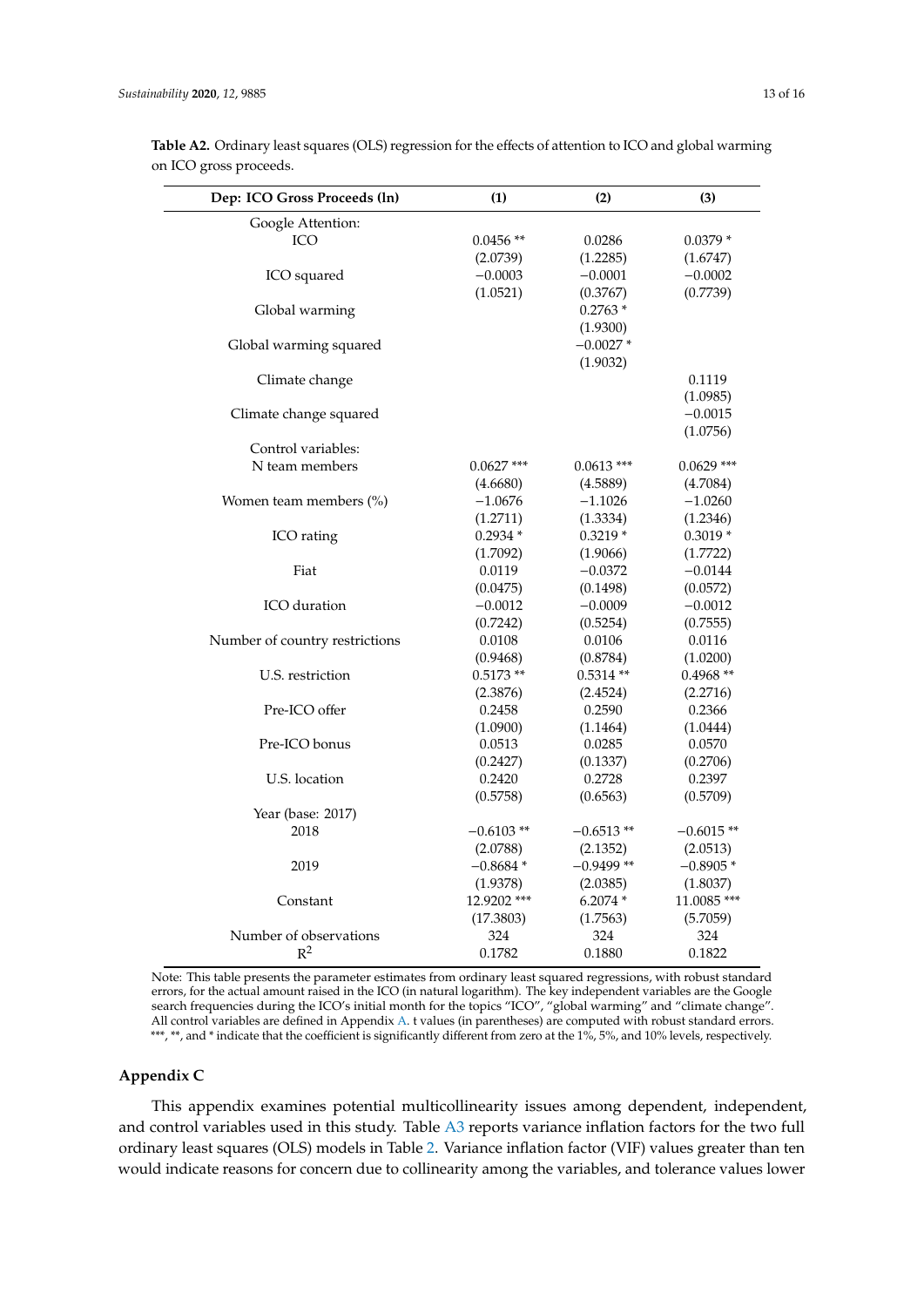**Table A2.** Ordinary least squares (OLS) regression for the effects of attention to ICO and global warming on ICO gross proceeds.

| Dep: ICO Gross Proceeds (ln) | (1) | (2) | (3) |
|---|---|---|---|
| Google Attention: | | | |
| ICO | 0.0456 ** | 0.0286 | 0.0379 * |
| | (2.0739) | (1.2285) | (1.6747) |
| ICO squared | −0.0003 | −0.0001 | −0.0002 |
| | (1.0521) | (0.3767) | (0.7739) |
| Global warming | | 0.2763 * | |
| | | (1.9300) | |
| Global warming squared | | −0.0027 * | |
| | | (1.9032) | |
| Climate change | | | 0.1119 |
| | | | (1.0985) |
| Climate change squared | | | −0.0015 |
| | | | (1.0756) |
| Control variables: | | | |
| N team members | 0.0627 *** | 0.0613 *** | 0.0629 *** |
| | (4.6680) | (4.5889) | (4.7084) |
| Women team members (%) | −1.0676 | −1.1026 | −1.0260 |
| | (1.2711) | (1.3334) | (1.2346) |
| ICO rating | 0.2934 * | 0.3219 * | 0.3019 * |
| | (1.7092) | (1.9066) | (1.7722) |
| Fiat | 0.0119 | −0.0372 | −0.0144 |
| | (0.0475) | (0.1498) | (0.0572) |
| ICO duration | −0.0012 | −0.0009 | −0.0012 |
| | (0.7242) | (0.5254) | (0.7555) |
| Number of country restrictions | 0.0108 | 0.0106 | 0.0116 |
| | (0.9468) | (0.8784) | (1.0200) |
| U.S. restriction | 0.5173 ** | 0.5314 ** | 0.4968 ** |
| | (2.3876) | (2.4524) | (2.2716) |
| Pre-ICO offer | 0.2458 | 0.2590 | 0.2366 |
| | (1.0900) | (1.1464) | (1.0444) |
| Pre-ICO bonus | 0.0513 | 0.0285 | 0.0570 |
| | (0.2427) | (0.1337) | (0.2706) |
| U.S. location | 0.2420 | 0.2728 | 0.2397 |
| | (0.5758) | (0.6563) | (0.5709) |
| Year (base: 2017) | | | |
| 2018 | −0.6103 ** | −0.6513 ** | −0.6015 ** |
| | (2.0788) | (2.1352) | (2.0513) |
| 2019 | −0.8684 * | −0.9499 ** | −0.8905 * |
| | (1.9378) | (2.0385) | (1.8037) |
| Constant | 12.9202 *** | 6.2074 * | 11.0085 *** |
| | (17.3803) | (1.7563) | (5.7059) |
| Number of observations | 324 | 324 | 324 |
| $R^2$ | 0.1782 | 0.1880 | 0.1822 |

Note: This table presents the parameter estimates from ordinary least squared regressions, with robust standard errors, for the actual amount raised in the ICO (in natural logarithm). The key independent variables are the Google search frequencies during the ICO's initial month for the topics "ICO", "global warming" and "climate change". All control variables are defined in Appendix A. t values (in parentheses) are computed with robust standard errors. ***, **, and * indicate that the coefficient is significantly different from zero at the 1%, 5%, and 10% levels, respectively.

## Appendix C

This appendix examines potential multicollinearity issues among dependent, independent, and control variables used in this study. Table A3 reports variance inflation factors for the two full ordinary least squares (OLS) models in Table 2. Variance inflation factor (VIF) values greater than ten would indicate reasons for concern due to collinearity among the variables, and tolerance values lower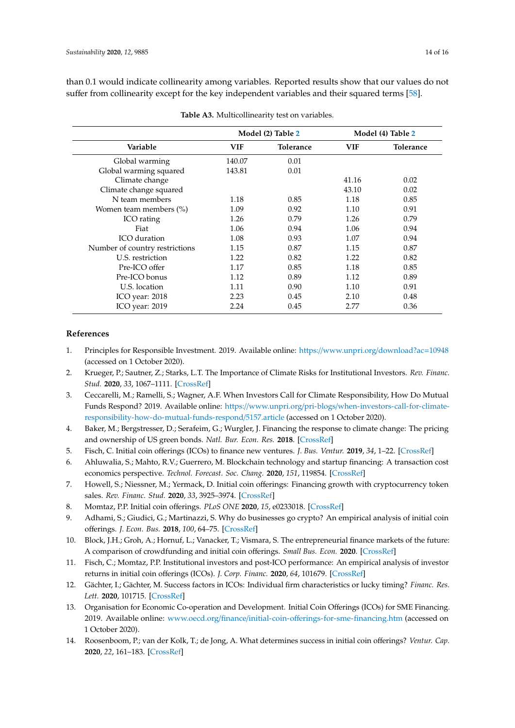than 0.1 would indicate collinearity among variables. Reported results show that our values do not suffer from collinearity except for the key independent variables and their squared terms [58].

**Table A3.** Multicollinearity test on variables.

| | Model (2) Table 2 | | Model (4) Table 2 | |
|---|---|---|---|---|
| **Variable** | **VIF** | **Tolerance** | **VIF** | **Tolerance** |
| Global warming | 140.07 | 0.01 | | |
| Global warming squared | 143.81 | 0.01 | | |
| Climate change | | | 41.16 | 0.02 |
| Climate change squared | | | 43.10 | 0.02 |
| N team members | 1.18 | 0.85 | 1.18 | 0.85 |
| Women team members (%) | 1.09 | 0.92 | 1.10 | 0.91 |
| ICO rating | 1.26 | 0.79 | 1.26 | 0.79 |
| Fiat | 1.06 | 0.94 | 1.06 | 0.94 |
| ICO duration | 1.08 | 0.93 | 1.07 | 0.94 |
| Number of country restrictions | 1.15 | 0.87 | 1.15 | 0.87 |
| U.S. restriction | 1.22 | 0.82 | 1.22 | 0.82 |
| Pre-ICO offer | 1.17 | 0.85 | 1.18 | 0.85 |
| Pre-ICO bonus | 1.12 | 0.89 | 1.12 | 0.89 |
| U.S. location | 1.11 | 0.90 | 1.10 | 0.91 |
| ICO year: 2018 | 2.23 | 0.45 | 2.10 | 0.48 |
| ICO year: 2019 | 2.24 | 0.45 | 2.77 | 0.36 |

## References

1. Principles for Responsible Investment. 2019. Available online: https://www.unpri.org/download?ac=10948 (accessed on 1 October 2020).
2. Krueger, P.; Sautner, Z.; Starks, L.T. The Importance of Climate Risks for Institutional Investors. *Rev. Financ. Stud.* **2020**, *33*, 1067–1111. [CrossRef]
3. Ceccarelli, M.; Ramelli, S.; Wagner, A.F. When Investors Call for Climate Responsibility, How Do Mutual Funds Respond? 2019. Available online: https://www.unpri.org/pri-blogs/when-investors-call-for-climate-responsibility-how-do-mutual-funds-respond/5157.article (accessed on 1 October 2020).
4. Baker, M.; Bergstresser, D.; Serafeim, G.; Wurgler, J. Financing the response to climate change: The pricing and ownership of US green bonds. *Natl. Bur. Econ. Res.* **2018**. [CrossRef]
5. Fisch, C. Initial coin offerings (ICOs) to finance new ventures. *J. Bus. Ventur.* **2019**, *34*, 1–22. [CrossRef]
6. Ahluwalia, S.; Mahto, R.V.; Guerrero, M. Blockchain technology and startup financing: A transaction cost economics perspective. *Technol. Forecast. Soc. Chang.* **2020**, *151*, 119854. [CrossRef]
7. Howell, S.; Niessner, M.; Yermack, D. Initial coin offerings: Financing growth with cryptocurrency token sales. *Rev. Financ. Stud.* **2020**, *33*, 3925–3974. [CrossRef]
8. Momtaz, P.P. Initial coin offerings. *PLoS ONE* **2020**, *15*, e0233018. [CrossRef]
9. Adhami, S.; Giudici, G.; Martinazzi, S. Why do businesses go crypto? An empirical analysis of initial coin offerings. *J. Econ. Bus.* **2018**, *100*, 64–75. [CrossRef]
10. Block, J.H.; Groh, A.; Hornuf, L.; Vanacker, T.; Vismara, S. The entrepreneurial finance markets of the future: A comparison of crowdfunding and initial coin offerings. *Small Bus. Econ.* **2020**. [CrossRef]
11. Fisch, C.; Momtaz, P.P. Institutional investors and post-ICO performance: An empirical analysis of investor returns in initial coin offerings (ICOs). *J. Corp. Financ.* **2020**, *64*, 101679. [CrossRef]
12. Gächter, I.; Gächter, M. Success factors in ICOs: Individual firm characteristics or lucky timing? *Financ. Res. Lett.* **2020**, 101715. [CrossRef]
13. Organisation for Economic Co-operation and Development. Initial Coin Offerings (ICOs) for SME Financing. 2019. Available online: www.oecd.org/finance/initial-coin-offerings-for-sme-financing.htm (accessed on 1 October 2020).
14. Roosenboom, P.; van der Kolk, T.; de Jong, A. What determines success in initial coin offerings? *Ventur. Cap.* **2020**, *22*, 161–183. [CrossRef]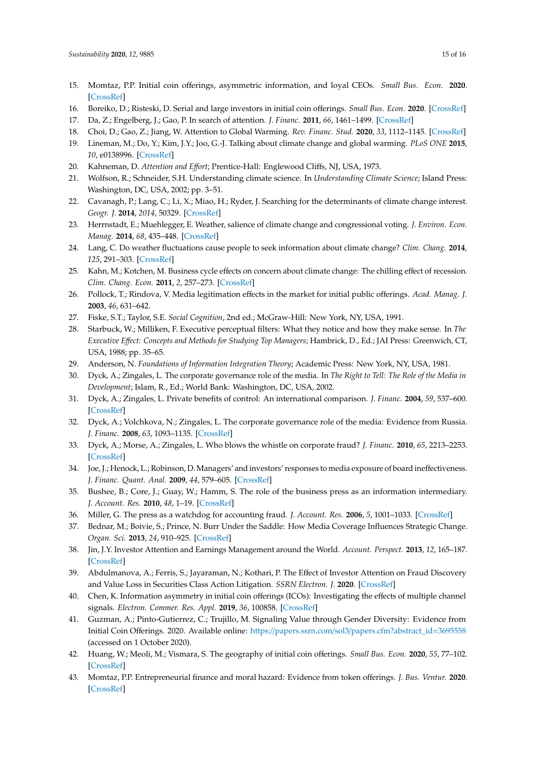15. Momtaz, P.P. Initial coin offerings, asymmetric information, and loyal CEOs. *Small Bus. Econ.* **2020**. [CrossRef]
16. Boreiko, D.; Risteski, D. Serial and large investors in initial coin offerings. *Small Bus. Econ.* **2020**. [CrossRef]
17. Da, Z.; Engelberg, J.; Gao, P. In search of attention. *J. Financ.* **2011**, *66*, 1461–1499. [CrossRef]
18. Choi, D.; Gao, Z.; Jiang, W. Attention to Global Warming. *Rev. Financ. Stud.* **2020**, *33*, 1112–1145. [CrossRef]
19. Lineman, M.; Do, Y.; Kim, J.Y.; Joo, G.-J. Talking about climate change and global warming. *PLoS ONE* **2015**, *10*, e0138996. [CrossRef]
20. Kahneman, D. *Attention and Effort*; Prentice-Hall: Englewood Cliffs, NJ, USA, 1973.
21. Wolfson, R.; Schneider, S.H. Understanding climate science. In *Understanding Climate Science*; Island Press: Washington, DC, USA, 2002; pp. 3–51.
22. Cavanagh, P.; Lang, C.; Li, X.; Miao, H.; Ryder, J. Searching for the determinants of climate change interest. *Geogr. J.* **2014**, *2014*, 50329. [CrossRef]
23. Herrnstadt, E.; Muehlegger, E. Weather, salience of climate change and congressional voting. *J. Environ. Econ. Manag.* **2014**, *68*, 435–448. [CrossRef]
24. Lang, C. Do weather fluctuations cause people to seek information about climate change? *Clim. Chang.* **2014**, *125*, 291–303. [CrossRef]
25. Kahn, M.; Kotchen, M. Business cycle effects on concern about climate change: The chilling effect of recession. *Clim. Chang. Econ.* **2011**, *2*, 257–273. [CrossRef]
26. Pollock, T.; Rindova, V. Media legitimation effects in the market for initial public offerings. *Acad. Manag. J.* **2003**, *46*, 631–642.
27. Fiske, S.T.; Taylor, S.E. *Social Cognition*, 2nd ed.; McGraw-Hill: New York, NY, USA, 1991.
28. Starbuck, W.; Milliken, F. Executive perceptual filters: What they notice and how they make sense. In *The Executive Effect: Concepts and Methods for Studying Top Managers*; Hambrick, D., Ed.; JAI Press: Greenwich, CT, USA, 1988; pp. 35–65.
29. Anderson, N. *Foundations of Information Integration Theory*; Academic Press: New York, NY, USA, 1981.
30. Dyck, A.; Zingales, L. The corporate governance role of the media. In *The Right to Tell: The Role of the Media in Development*; Islam, R., Ed.; World Bank: Washington, DC, USA, 2002.
31. Dyck, A.; Zingales, L. Private benefits of control: An international comparison. *J. Financ.* **2004**, *59*, 537–600. [CrossRef]
32. Dyck, A.; Volchkova, N.; Zingales, L. The corporate governance role of the media: Evidence from Russia. *J. Financ.* **2008**, *63*, 1093–1135. [CrossRef]
33. Dyck, A.; Morse, A.; Zingales, L. Who blows the whistle on corporate fraud? *J. Financ.* **2010**, *65*, 2213–2253. [CrossRef]
34. Joe, J.; Henock, L.; Robinson, D. Managers' and investors' responses to media exposure of board ineffectiveness. *J. Financ. Quant. Anal.* **2009**, *44*, 579–605. [CrossRef]
35. Bushee, B.; Core, J.; Guay, W.; Hamm, S. The role of the business press as an information intermediary. *J. Account. Res.* **2010**, *48*, 1–19. [CrossRef]
36. Miller, G. The press as a watchdog for accounting fraud. *J. Account. Res.* **2006**, *5*, 1001–1033. [CrossRef]
37. Bednar, M.; Boivie, S.; Prince, N. Burr Under the Saddle: How Media Coverage Influences Strategic Change. *Organ. Sci.* **2013**, *24*, 910–925. [CrossRef]
38. Jin, J.Y. Investor Attention and Earnings Management around the World. *Account. Perspect.* **2013**, *12*, 165–187. [CrossRef]
39. Abdulmanova, A.; Ferris, S.; Jayaraman, N.; Kothari, P. The Effect of Investor Attention on Fraud Discovery and Value Loss in Securities Class Action Litigation. *SSRN Electron. J.* **2020**. [CrossRef]
40. Chen, K. Information asymmetry in initial coin offerings (ICOs): Investigating the effects of multiple channel signals. *Electron. Commer. Res. Appl.* **2019**, *36*, 100858. [CrossRef]
41. Guzman, A.; Pinto-Gutierrez, C.; Trujillo, M. Signaling Value through Gender Diversity: Evidence from Initial Coin Offerings. 2020. Available online: https://papers.ssrn.com/sol3/papers.cfm?abstract_id=3695558 (accessed on 1 October 2020).
42. Huang, W.; Meoli, M.; Vismara, S. The geography of initial coin offerings. *Small Bus. Econ.* **2020**, *55*, 77–102. [CrossRef]
43. Momtaz, P.P. Entrepreneurial finance and moral hazard: Evidence from token offerings. *J. Bus. Ventur.* **2020**. [CrossRef]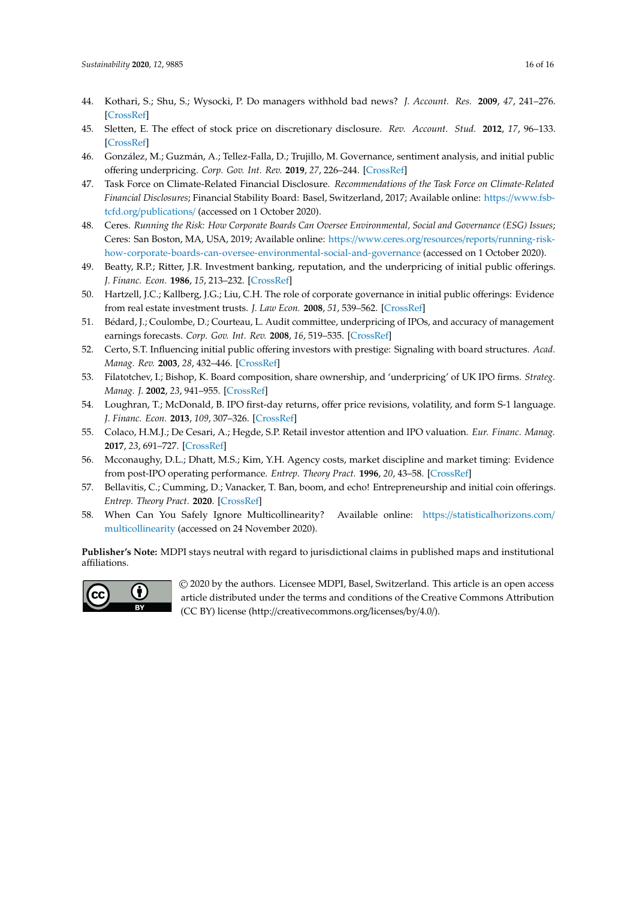44. Kothari, S.; Shu, S.; Wysocki, P. Do managers withhold bad news? *J. Account. Res.* **2009**, *47*, 241–276. [CrossRef]
45. Sletten, E. The effect of stock price on discretionary disclosure. *Rev. Account. Stud.* **2012**, *17*, 96–133. [CrossRef]
46. González, M.; Guzmán, A.; Tellez-Falla, D.; Trujillo, M. Governance, sentiment analysis, and initial public offering underpricing. *Corp. Gov. Int. Rev.* **2019**, *27*, 226–244. [CrossRef]
47. Task Force on Climate-Related Financial Disclosure. *Recommendations of the Task Force on Climate-Related Financial Disclosures*; Financial Stability Board: Basel, Switzerland, 2017; Available online: https://www.fsb-tcfd.org/publications/ (accessed on 1 October 2020).
48. Ceres. *Running the Risk: How Corporate Boards Can Oversee Environmental, Social and Governance (ESG) Issues*; Ceres: San Boston, MA, USA, 2019; Available online: https://www.ceres.org/resources/reports/running-risk-how-corporate-boards-can-oversee-environmental-social-and-governance (accessed on 1 October 2020).
49. Beatty, R.P.; Ritter, J.R. Investment banking, reputation, and the underpricing of initial public offerings. *J. Financ. Econ.* **1986**, *15*, 213–232. [CrossRef]
50. Hartzell, J.C.; Kallberg, J.G.; Liu, C.H. The role of corporate governance in initial public offerings: Evidence from real estate investment trusts. *J. Law Econ.* **2008**, *51*, 539–562. [CrossRef]
51. Bédard, J.; Coulombe, D.; Courteau, L. Audit committee, underpricing of IPOs, and accuracy of management earnings forecasts. *Corp. Gov. Int. Rev.* **2008**, *16*, 519–535. [CrossRef]
52. Certo, S.T. Influencing initial public offering investors with prestige: Signaling with board structures. *Acad. Manag. Rev.* **2003**, *28*, 432–446. [CrossRef]
53. Filatotchev, I.; Bishop, K. Board composition, share ownership, and 'underpricing' of UK IPO firms. *Strateg. Manag. J.* **2002**, *23*, 941–955. [CrossRef]
54. Loughran, T.; McDonald, B. IPO first-day returns, offer price revisions, volatility, and form S-1 language. *J. Financ. Econ.* **2013**, *109*, 307–326. [CrossRef]
55. Colaco, H.M.J.; De Cesari, A.; Hegde, S.P. Retail investor attention and IPO valuation. *Eur. Financ. Manag.* **2017**, *23*, 691–727. [CrossRef]
56. Mcconaughy, D.L.; Dhatt, M.S.; Kim, Y.H. Agency costs, market discipline and market timing: Evidence from post-IPO operating performance. *Entrep. Theory Pract.* **1996**, *20*, 43–58. [CrossRef]
57. Bellavitis, C.; Cumming, D.; Vanacker, T. Ban, boom, and echo! Entrepreneurship and initial coin offerings. *Entrep. Theory Pract.* **2020**. [CrossRef]
58. When Can You Safely Ignore Multicollinearity? Available online: https://statisticalhorizons.com/multicollinearity (accessed on 24 November 2020).

**Publisher's Note:** MDPI stays neutral with regard to jurisdictional claims in published maps and institutional affiliations.

© 2020 by the authors. Licensee MDPI, Basel, Switzerland. This article is an open access article distributed under the terms and conditions of the Creative Commons Attribution (CC BY) license (http://creativecommons.org/licenses/by/4.0/).